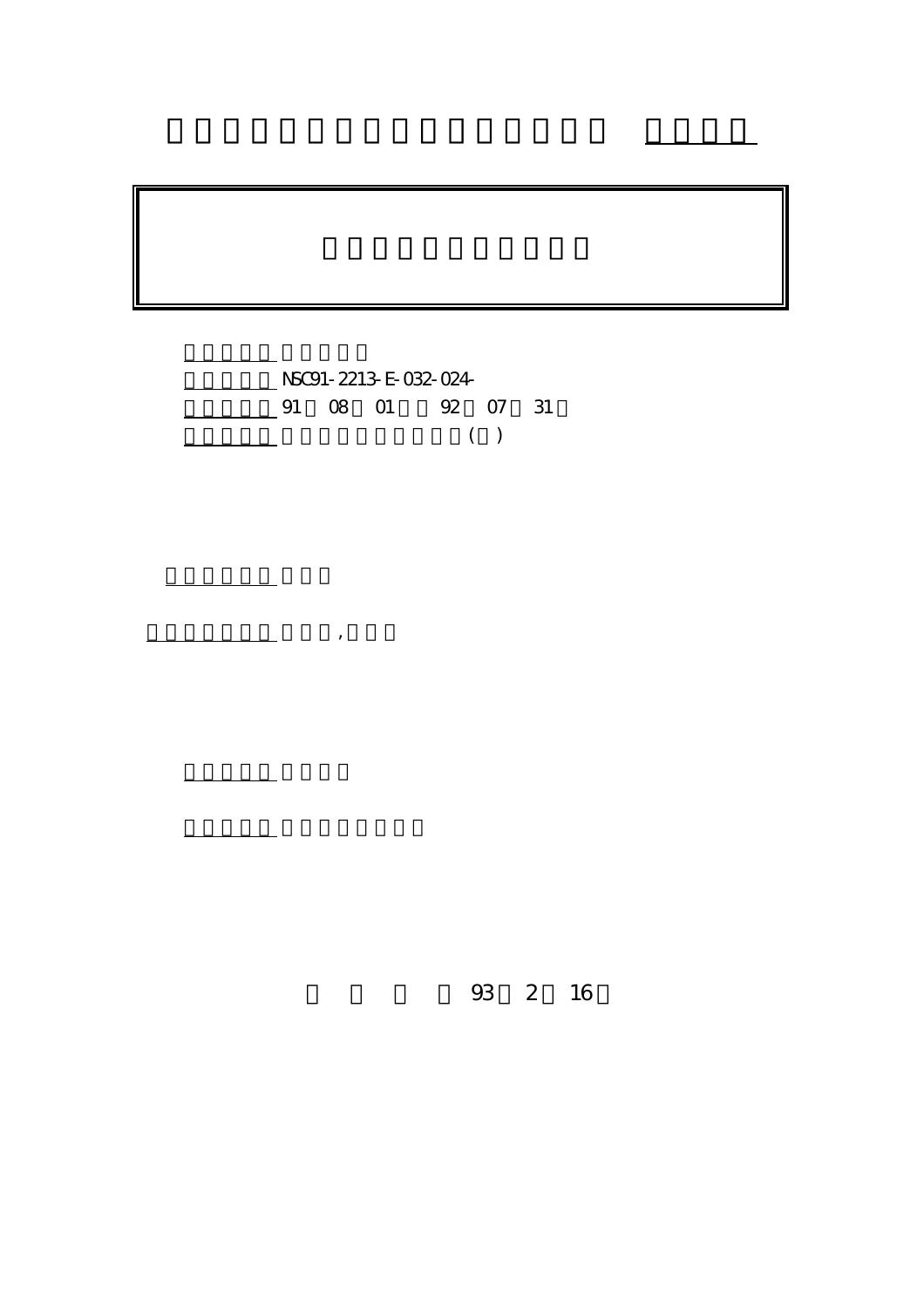NSC91-2213-E-032-024-

91 08 01 92 07 31

( )

,

93 2 16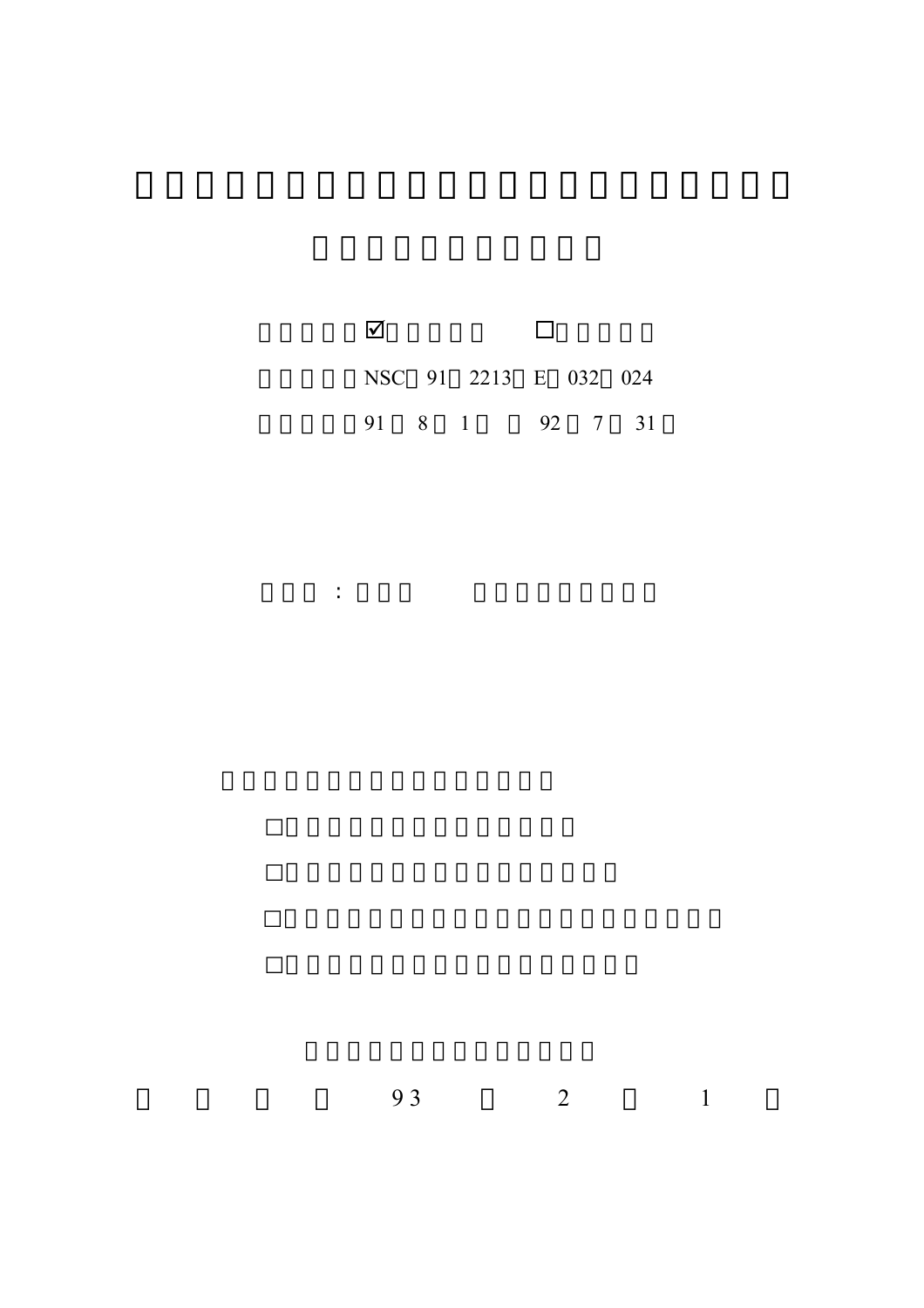☑ □

NSC 91 2213 E 032 024

91 8 1 92 7 31

:

□

□

□

□

93 2 1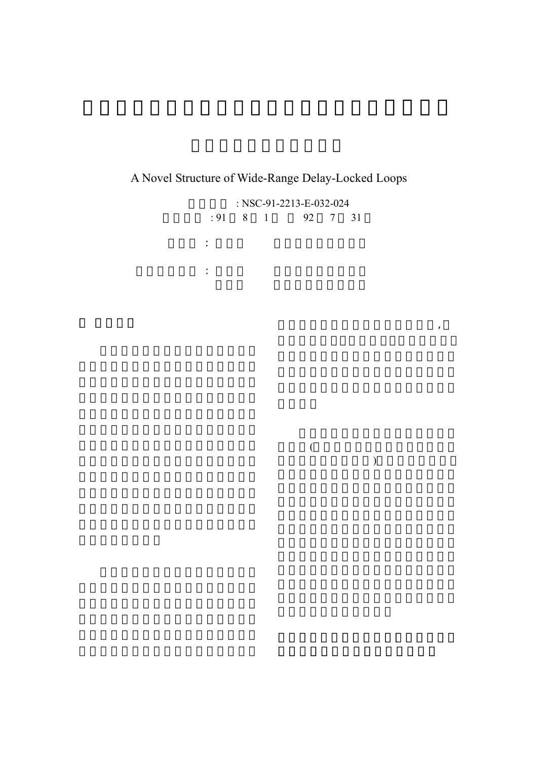A Novel Structure of Wide-Range Delay-Locked Loops

: NSC-91-2213-E-032-024

: 91 8 1 92 7 31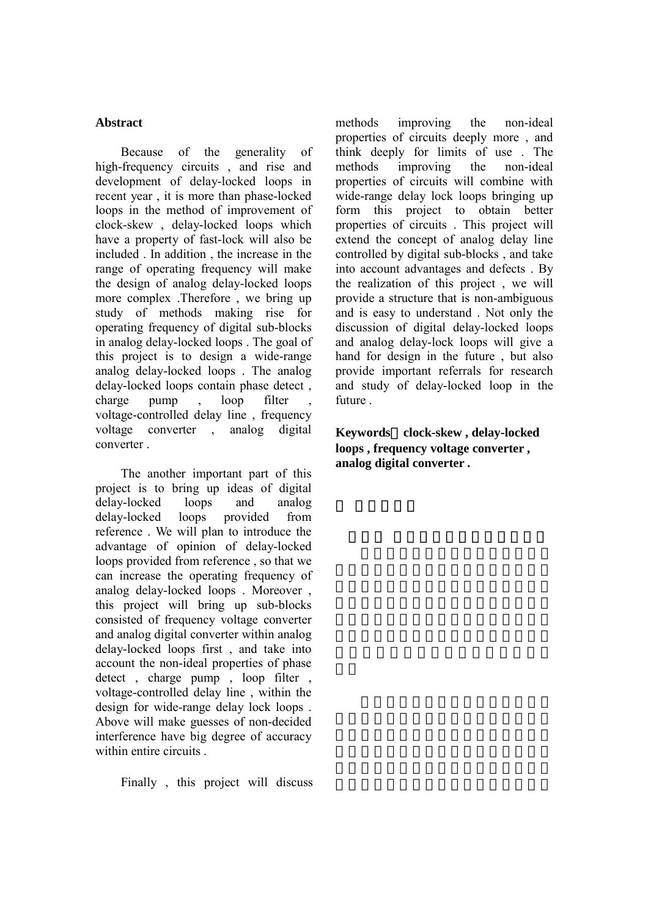## Abstract

Because of the generality of high-frequency circuits , and rise and development of delay-locked loops in recent year , it is more than phase-locked loops in the method of improvement of clock-skew , delay-locked loops which have a property of fast-lock will also be included . In addition , the increase in the range of operating frequency will make the design of analog delay-locked loops more complex .Therefore , we bring up study of methods making rise for operating frequency of digital sub-blocks in analog delay-locked loops . The goal of this project is to design a wide-range analog delay-locked loops . The analog delay-locked loops contain phase detect , charge pump , loop filter , voltage-controlled delay line , frequency voltage converter , analog digital converter .

The another important part of this project is to bring up ideas of digital delay-locked loops and analog delay-locked loops provided from reference . We will plan to introduce the advantage of opinion of delay-locked loops provided from reference , so that we can increase the operating frequency of analog delay-locked loops . Moreover , this project will bring up sub-blocks consisted of frequency voltage converter and analog digital converter within analog delay-locked loops first , and take into account the non-ideal properties of phase detect , charge pump , loop filter , voltage-controlled delay line , within the design for wide-range delay lock loops . Above will make guesses of non-decided interference have big degree of accuracy within entire circuits .

Finally , this project will discuss methods improving the non-ideal properties of circuits deeply more , and think deeply for limits of use . The methods improving the non-ideal properties of circuits will combine with wide-range delay lock loops bringing up form this project to obtain better properties of circuits . This project will extend the concept of analog delay line controlled by digital sub-blocks , and take into account advantages and defects . By the realization of this project , we will provide a structure that is non-ambiguous and is easy to understand . Not only the discussion of digital delay-locked loops and analog delay-lock loops will give a hand for design in the future , but also provide important referrals for research and study of delay-locked loop in the future .

**Keywords： clock-skew , delay-locked loops , frequency voltage converter , analog digital converter .**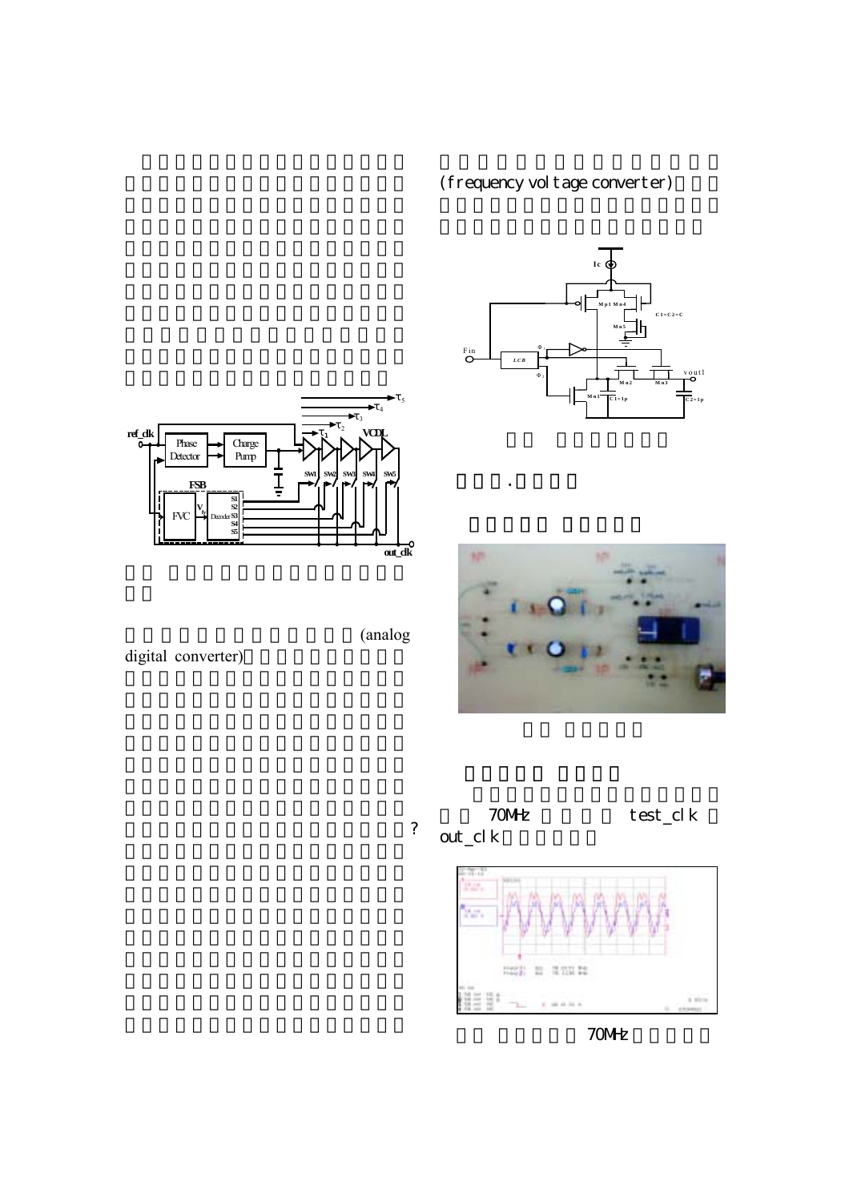(frequency voltage converter)

(analog digital converter)

?

70MHz test_clk out_clk

70MHz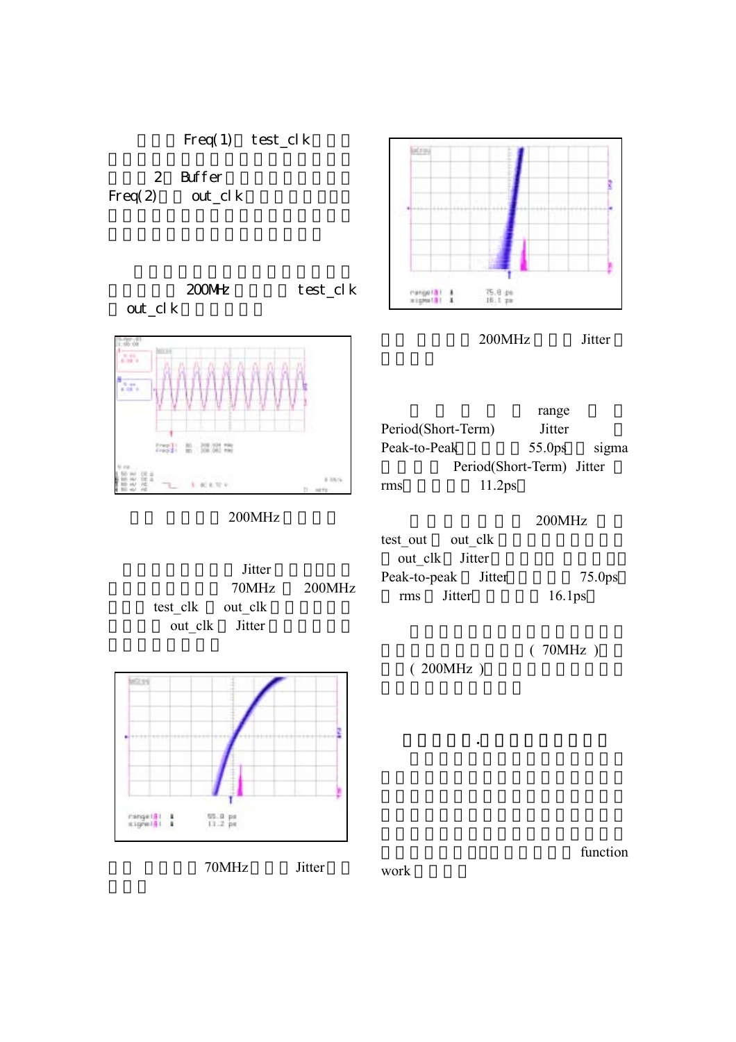Freq(1) test_clk

2 Buffer

Freq(2) out_clk

200MHz test_clk

out_clk

200MHz

Jitter

70MHz 200MHz

test_clk out_clk

out_clk Jitter

70MHz Jitter

200MHz Jitter

range

Period(Short-Term) Jitter

Peak-to-Peak 55.0ps sigma

Period(Short-Term) Jitter

rms 11.2ps

200MHz

test_out out_clk

out_clk Jitter

Peak-to-peak Jitter 75.0ps

rms Jitter 16.1ps

( 70MHz )

( 200MHz )

.

function

work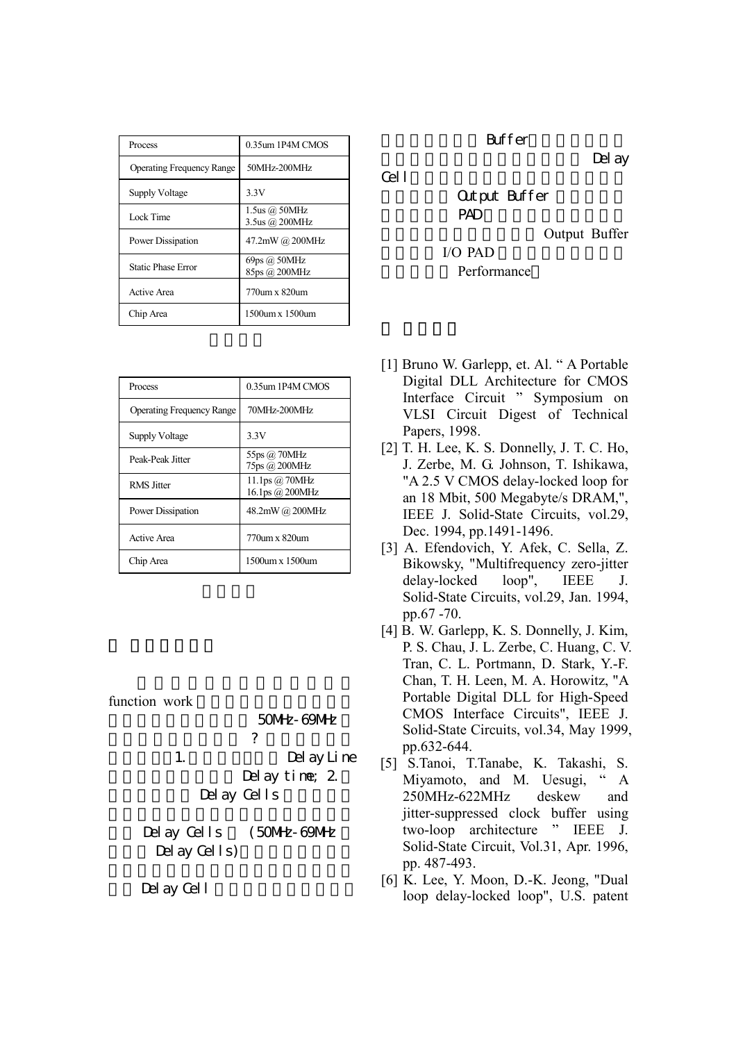| Process | 0.35um 1P4M CMOS |
| --- | --- |
| Operating Frequency Range | 50MHz-200MHz |
| Supply Voltage | 3.3V |
| Lock Time | 1.5us @ 50MHz<br>3.5us @ 200MHz |
| Power Dissipation | 47.2mW @ 200MHz |
| Static Phase Error | 69ps @ 50MHz<br>85ps @ 200MHz |
| Active Area | 770um x 820um |
| Chip Area | 1500um x 1500um |

| Process | 0.35um 1P4M CMOS |
| --- | --- |
| Operating Frequency Range | 70MHz-200MHz |
| Supply Voltage | 3.3V |
| Peak-Peak Jitter | 55ps @ 70MHz<br>75ps @ 200MHz |
| RMS Jitter | 11.1ps @ 70MHz<br>16.1ps @ 200MHz |
| Power Dissipation | 48.2mW @ 200MHz |
| Active Area | 770um x 820um |
| Chip Area | 1500um x 1500um |

function work

50MHz-69MHz

?

1. Delay Line

Delay time; 2.

Delay Cells

Delay Cells (50MHz-69MHz

Delay Cells)

Delay Cell

Buffer

Delay

Cell

Output Buffer

PAD

Output Buffer

I/O PAD

Performance

[1] Bruno W. Garlepp, et. Al. " A Portable Digital DLL Architecture for CMOS Interface Circuit " Symposium on VLSI Circuit Digest of Technical Papers, 1998.

[2] T. H. Lee, K. S. Donnelly, J. T. C. Ho, J. Zerbe, M. G. Johnson, T. Ishikawa, "A 2.5 V CMOS delay-locked loop for an 18 Mbit, 500 Megabyte/s DRAM,", IEEE J. Solid-State Circuits, vol.29, Dec. 1994, pp.1491-1496.

[3] A. Efendovich, Y. Afek, C. Sella, Z. Bikowsky, "Multifrequency zero-jitter delay-locked loop", IEEE J. Solid-State Circuits, vol.29, Jan. 1994, pp.67 -70.

[4] B. W. Garlepp, K. S. Donnelly, J. Kim, P. S. Chau, J. L. Zerbe, C. Huang, C. V. Tran, C. L. Portmann, D. Stark, Y.-F. Chan, T. H. Leen, M. A. Horowitz, "A Portable Digital DLL for High-Speed CMOS Interface Circuits", IEEE J. Solid-State Circuits, vol.34, May 1999, pp.632-644.

[5] S.Tanoi, T.Tanabe, K. Takashi, S. Miyamoto, and M. Uesugi, " A 250MHz-622MHz deskew and jitter-suppressed clock buffer using two-loop architecture " IEEE J. Solid-State Circuit, Vol.31, Apr. 1996, pp. 487-493.

[6] K. Lee, Y. Moon, D.-K. Jeong, "Dual loop delay-locked loop", U.S. patent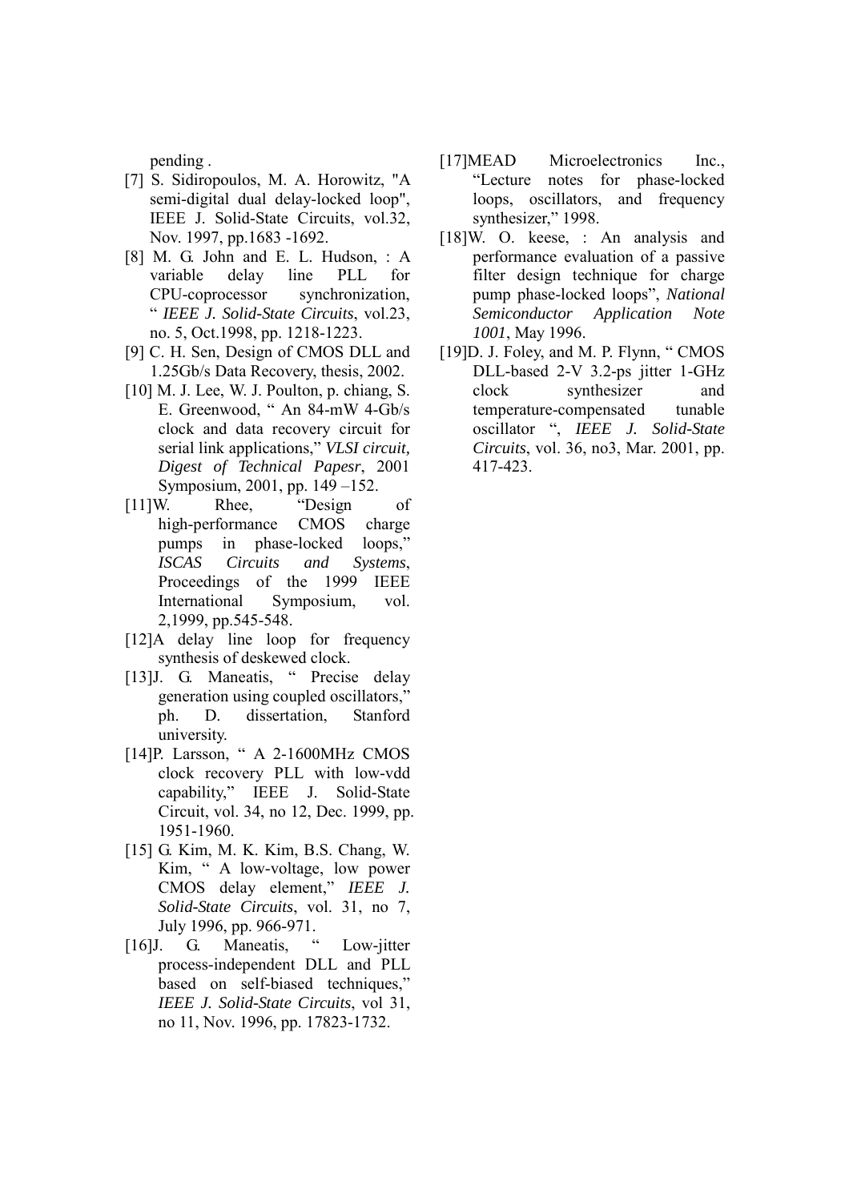pending .

[7] S. Sidiropoulos, M. A. Horowitz, "A semi-digital dual delay-locked loop", IEEE J. Solid-State Circuits, vol.32, Nov. 1997, pp.1683 -1692.

[8] M. G. John and E. L. Hudson, : A variable delay line PLL for CPU-coprocessor synchronization, " *IEEE J. Solid-State Circuits*, vol.23, no. 5, Oct.1998, pp. 1218-1223.

[9] C. H. Sen, Design of CMOS DLL and 1.25Gb/s Data Recovery, thesis, 2002.

[10] M. J. Lee, W. J. Poulton, p. chiang, S. E. Greenwood, " An 84-mW 4-Gb/s clock and data recovery circuit for serial link applications," *VLSI circuit, Digest of Technical Papesr*, 2001 Symposium, 2001, pp. 149 –152.

[11]W. Rhee, "Design of high-performance CMOS charge pumps in phase-locked loops," *ISCAS Circuits and Systems*, Proceedings of the 1999 IEEE International Symposium, vol. 2,1999, pp.545-548.

[12]A delay line loop for frequency synthesis of deskewed clock.

[13]J. G. Maneatis, " Precise delay generation using coupled oscillators," ph. D. dissertation, Stanford university.

[14]P. Larsson, " A 2-1600MHz CMOS clock recovery PLL with low-vdd capability," IEEE J. Solid-State Circuit, vol. 34, no 12, Dec. 1999, pp. 1951-1960.

[15] G. Kim, M. K. Kim, B.S. Chang, W. Kim, " A low-voltage, low power CMOS delay element," *IEEE J. Solid-State Circuits*, vol. 31, no 7, July 1996, pp. 966-971.

[16]J. G. Maneatis, " Low-jitter process-independent DLL and PLL based on self-biased techniques," *IEEE J. Solid-State Circuits*, vol 31, no 11, Nov. 1996, pp. 17823-1732.

[17]MEAD Microelectronics Inc., "Lecture notes for phase-locked loops, oscillators, and frequency synthesizer," 1998.

[18]W. O. keese, : An analysis and performance evaluation of a passive filter design technique for charge pump phase-locked loops", *National Semiconductor Application Note 1001*, May 1996.

[19]D. J. Foley, and M. P. Flynn, " CMOS DLL-based 2-V 3.2-ps jitter 1-GHz clock synthesizer and temperature-compensated tunable oscillator ", *IEEE J. Solid-State Circuits*, vol. 36, no3, Mar. 2001, pp. 417-423.